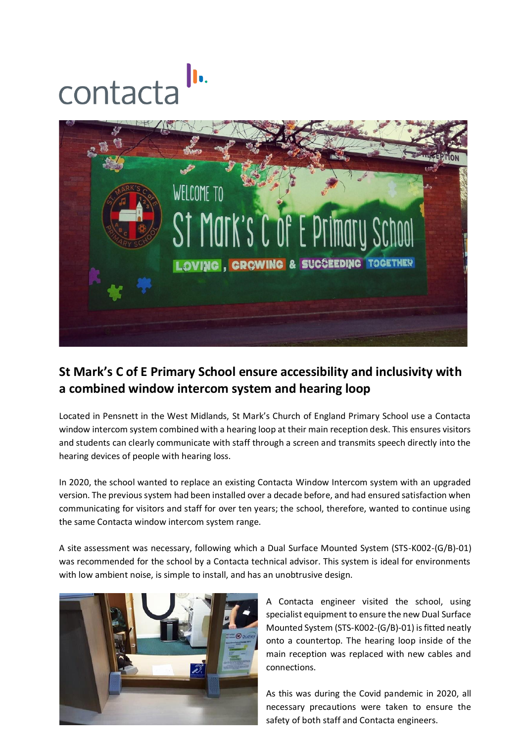contacta

## St Mark's C of E Primary School ensure accessibility and inclusivity with a combined window intercom system and hearing loop

Located in Pensnett in the West Midlands, St Mark's Church of England Primary School use a Contacta window intercom system combined with a hearing loop at their main reception desk. This ensures visitors and students can clearly communicate with staff through a screen and transmits speech directly into the hearing devices of people with hearing loss.

In 2020, the school wanted to replace an existing Contacta Window Intercom system with an upgraded version. The previous system had been installed over a decade before, and had ensured satisfaction when communicating for visitors and staff for over ten years; the school, therefore, wanted to continue using the same Contacta window intercom system range.

A site assessment was necessary, following which a Dual Surface Mounted System (STS-K002-(G/B)-01) was recommended for the school by a Contacta technical advisor. This system is ideal for environments with low ambient noise, is simple to install, and has an unobtrusive design.

A Contacta engineer visited the school, using specialist equipment to ensure the new Dual Surface Mounted System (STS-K002-(G/B)-01) is fitted neatly onto a countertop. The hearing loop inside of the main reception was replaced with new cables and connections.

As this was during the Covid pandemic in 2020, all necessary precautions were taken to ensure the safety of both staff and Contacta engineers.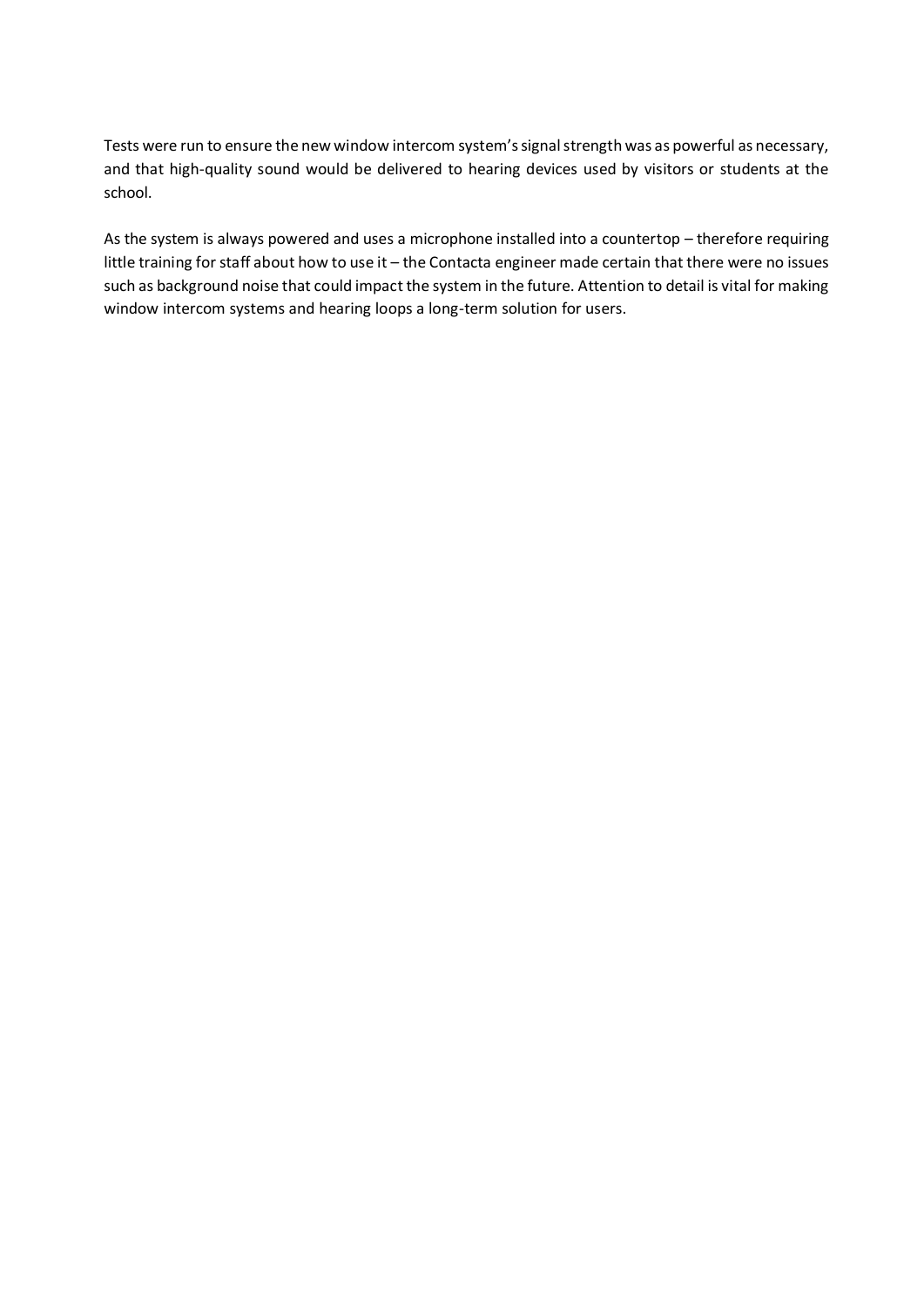Tests were run to ensure the new window intercom system's signal strength was as powerful as necessary, and that high-quality sound would be delivered to hearing devices used by visitors or students at the school.

As the system is always powered and uses a microphone installed into a countertop – therefore requiring little training for staff about how to use it – the Contacta engineer made certain that there were no issues such as background noise that could impact the system in the future. Attention to detail is vital for making window intercom systems and hearing loops a long-term solution for users.